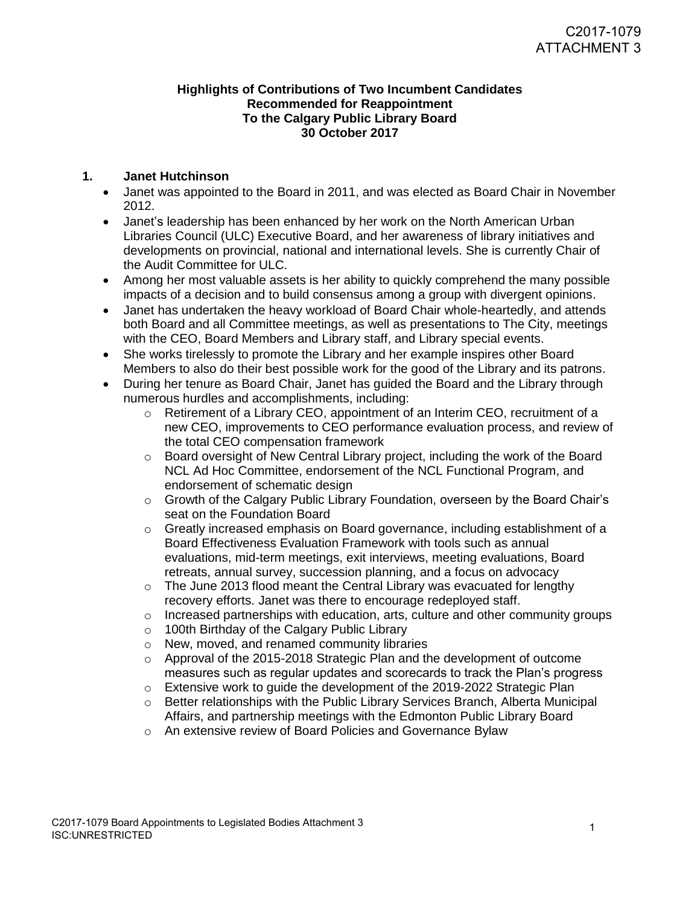C2017-1079
ATTACHMENT 3

**Highlights of Contributions of Two Incumbent Candidates Recommended for Reappointment To the Calgary Public Library Board 30 October 2017**

## 1. Janet Hutchinson

- Janet was appointed to the Board in 2011, and was elected as Board Chair in November 2012.
- Janet's leadership has been enhanced by her work on the North American Urban Libraries Council (ULC) Executive Board, and her awareness of library initiatives and developments on provincial, national and international levels. She is currently Chair of the Audit Committee for ULC.
- Among her most valuable assets is her ability to quickly comprehend the many possible impacts of a decision and to build consensus among a group with divergent opinions.
- Janet has undertaken the heavy workload of Board Chair whole-heartedly, and attends both Board and all Committee meetings, as well as presentations to The City, meetings with the CEO, Board Members and Library staff, and Library special events.
- She works tirelessly to promote the Library and her example inspires other Board Members to also do their best possible work for the good of the Library and its patrons.
- During her tenure as Board Chair, Janet has guided the Board and the Library through numerous hurdles and accomplishments, including:
  - Retirement of a Library CEO, appointment of an Interim CEO, recruitment of a new CEO, improvements to CEO performance evaluation process, and review of the total CEO compensation framework
  - Board oversight of New Central Library project, including the work of the Board NCL Ad Hoc Committee, endorsement of the NCL Functional Program, and endorsement of schematic design
  - Growth of the Calgary Public Library Foundation, overseen by the Board Chair's seat on the Foundation Board
  - Greatly increased emphasis on Board governance, including establishment of a Board Effectiveness Evaluation Framework with tools such as annual evaluations, mid-term meetings, exit interviews, meeting evaluations, Board retreats, annual survey, succession planning, and a focus on advocacy
  - The June 2013 flood meant the Central Library was evacuated for lengthy recovery efforts. Janet was there to encourage redeployed staff.
  - Increased partnerships with education, arts, culture and other community groups
  - 100th Birthday of the Calgary Public Library
  - New, moved, and renamed community libraries
  - Approval of the 2015-2018 Strategic Plan and the development of outcome measures such as regular updates and scorecards to track the Plan's progress
  - Extensive work to guide the development of the 2019-2022 Strategic Plan
  - Better relationships with the Public Library Services Branch, Alberta Municipal Affairs, and partnership meetings with the Edmonton Public Library Board
  - An extensive review of Board Policies and Governance Bylaw

C2017-1079 Board Appointments to Legislated Bodies Attachment 3
ISC:UNRESTRICTED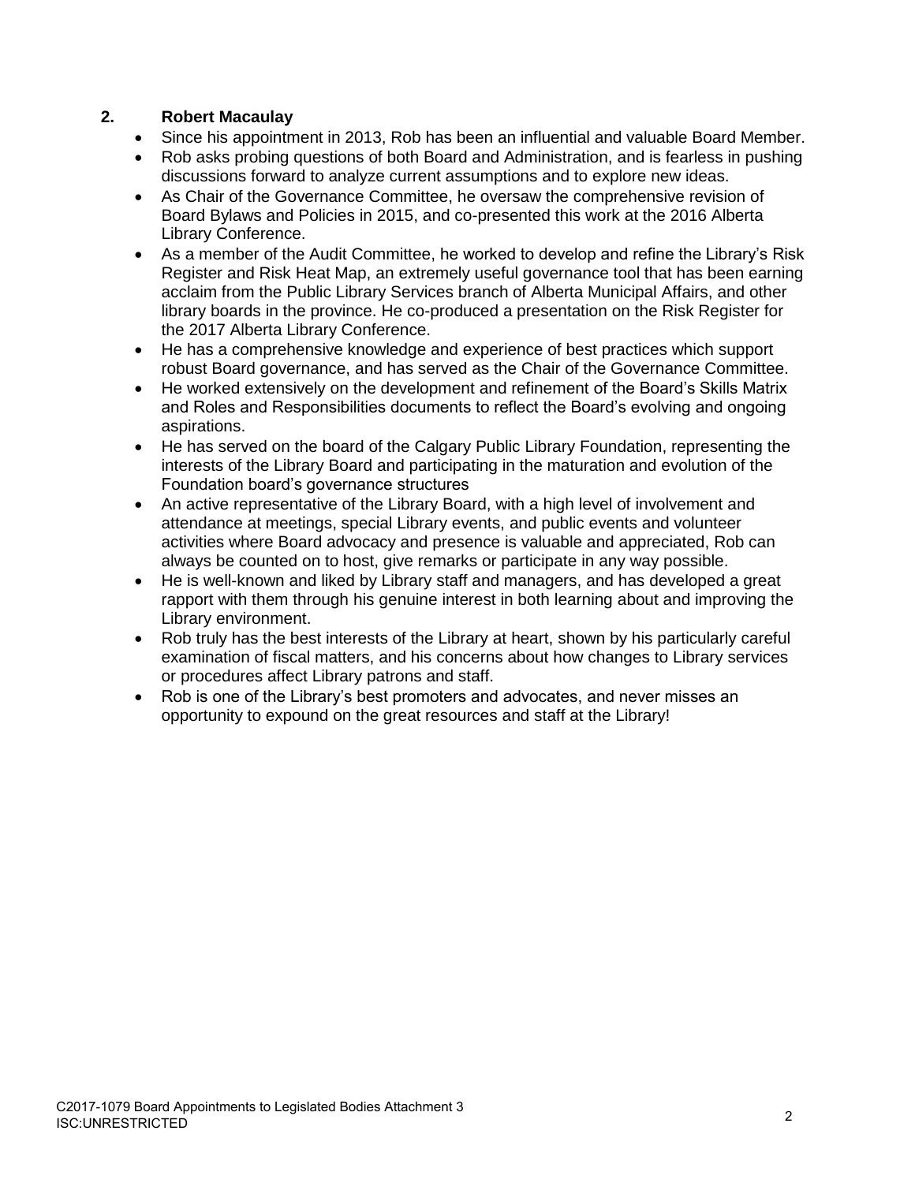**2. Robert Macaulay**

- Since his appointment in 2013, Rob has been an influential and valuable Board Member.
- Rob asks probing questions of both Board and Administration, and is fearless in pushing discussions forward to analyze current assumptions and to explore new ideas.
- As Chair of the Governance Committee, he oversaw the comprehensive revision of Board Bylaws and Policies in 2015, and co-presented this work at the 2016 Alberta Library Conference.
- As a member of the Audit Committee, he worked to develop and refine the Library's Risk Register and Risk Heat Map, an extremely useful governance tool that has been earning acclaim from the Public Library Services branch of Alberta Municipal Affairs, and other library boards in the province. He co-produced a presentation on the Risk Register for the 2017 Alberta Library Conference.
- He has a comprehensive knowledge and experience of best practices which support robust Board governance, and has served as the Chair of the Governance Committee.
- He worked extensively on the development and refinement of the Board's Skills Matrix and Roles and Responsibilities documents to reflect the Board's evolving and ongoing aspirations.
- He has served on the board of the Calgary Public Library Foundation, representing the interests of the Library Board and participating in the maturation and evolution of the Foundation board's governance structures
- An active representative of the Library Board, with a high level of involvement and attendance at meetings, special Library events, and public events and volunteer activities where Board advocacy and presence is valuable and appreciated, Rob can always be counted on to host, give remarks or participate in any way possible.
- He is well-known and liked by Library staff and managers, and has developed a great rapport with them through his genuine interest in both learning about and improving the Library environment.
- Rob truly has the best interests of the Library at heart, shown by his particularly careful examination of fiscal matters, and his concerns about how changes to Library services or procedures affect Library patrons and staff.
- Rob is one of the Library's best promoters and advocates, and never misses an opportunity to expound on the great resources and staff at the Library!